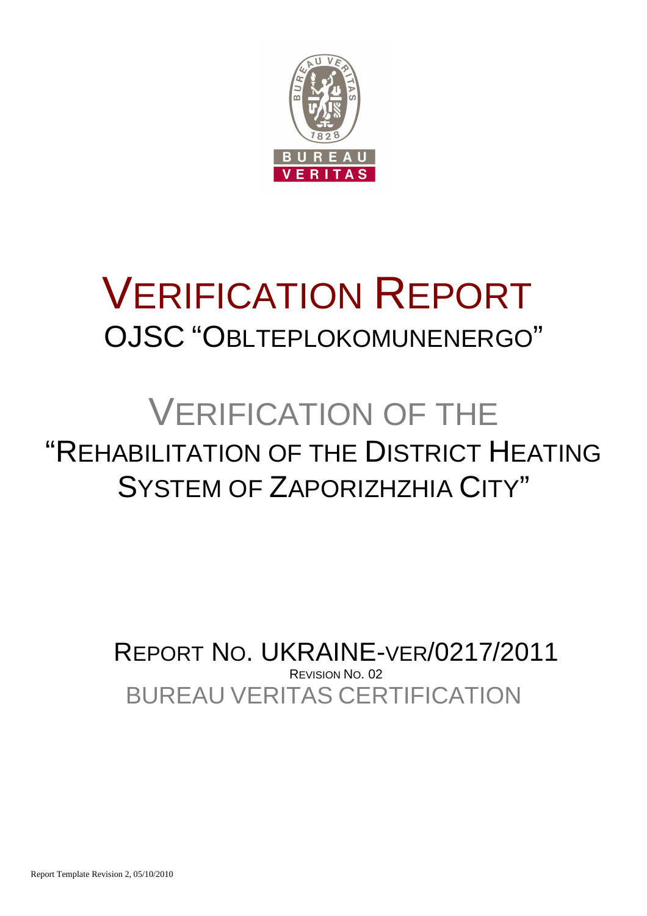# VERIFICATION REPORT

## OJSC "OBLTEPLOKOMUNENERGO"

# VERIFICATION OF THE "REHABILITATION OF THE DISTRICT HEATING SYSTEM OF ZAPORIZHZHIA CITY"

REPORT NO. UKRAINE-VER/0217/2011

REVISION NO. 02

BUREAU VERITAS CERTIFICATION

Report Template Revision 2, 05/10/2010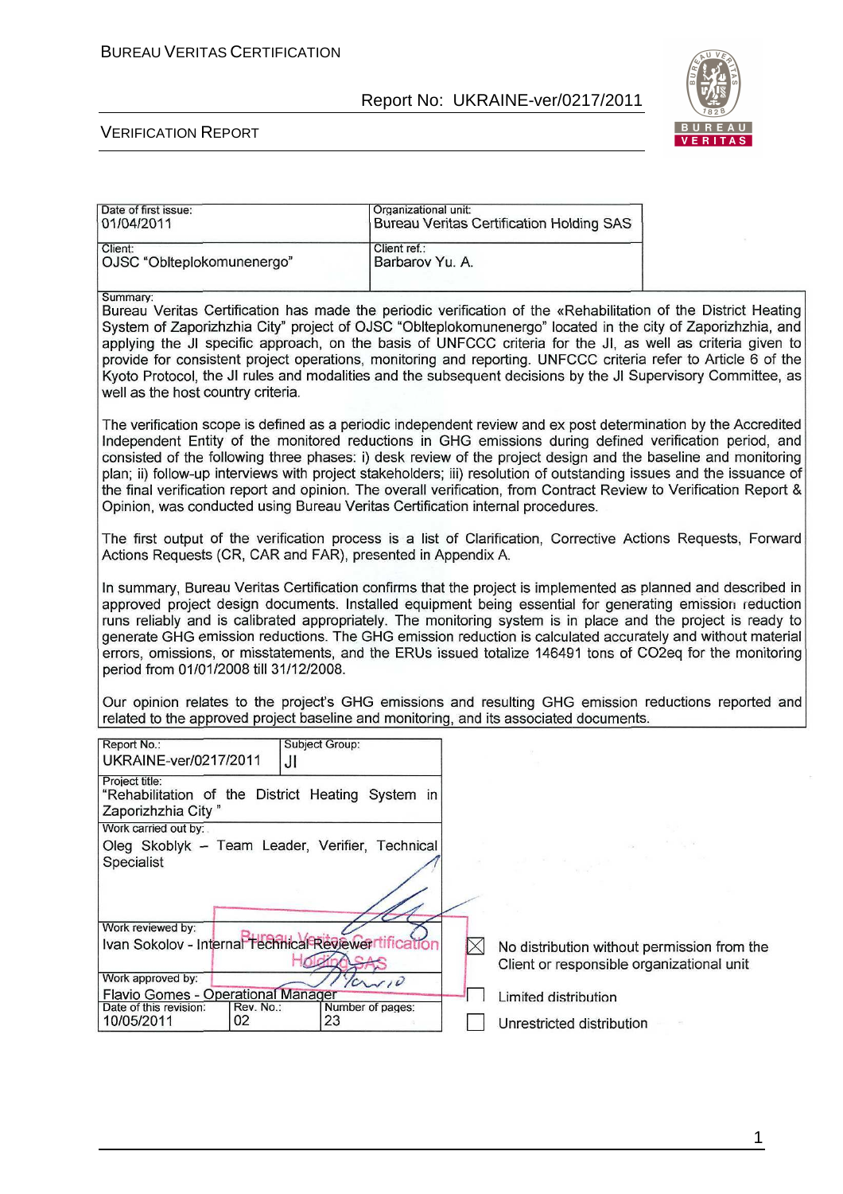| Date of first issue: 01/04/2011 | Organizational unit: Bureau Veritas Certification Holding SAS |
| --- | --- |
| Client: OJSC "Oblteplokomunenergo" | Client ref.: Barbarov Yu. A. |

Summary:

Bureau Veritas Certification has made the periodic verification of the «Rehabilitation of the District Heating System of Zaporizhzhia City" project of OJSC "Oblteplokomunenergo" located in the city of Zaporizhzhia, and applying the JI specific approach, on the basis of UNFCCC criteria for the JI, as well as criteria given to provide for consistent project operations, monitoring and reporting. UNFCCC criteria refer to Article 6 of the Kyoto Protocol, the JI rules and modalities and the subsequent decisions by the JI Supervisory Committee, as well as the host country criteria.

The verification scope is defined as a periodic independent review and ex post determination by the Accredited Independent Entity of the monitored reductions in GHG emissions during defined verification period, and consisted of the following three phases: i) desk review of the project design and the baseline and monitoring plan; ii) follow-up interviews with project stakeholders; iii) resolution of outstanding issues and the issuance of the final verification report and opinion. The overall verification, from Contract Review to Verification Report & Opinion, was conducted using Bureau Veritas Certification internal procedures.

The first output of the verification process is a list of Clarification, Corrective Actions Requests, Forward Actions Requests (CR, CAR and FAR), presented in Appendix A.

In summary, Bureau Veritas Certification confirms that the project is implemented as planned and described in approved project design documents. Installed equipment being essential for generating emission reduction runs reliably and is calibrated appropriately. The monitoring system is in place and the project is ready to generate GHG emission reductions. The GHG emission reduction is calculated accurately and without material errors, omissions, or misstatements, and the ERUs issued totalize 146491 tons of CO2eq for the monitoring period from 01/01/2008 till 31/12/2008.

Our opinion relates to the project's GHG emissions and resulting GHG emission reductions reported and related to the approved project baseline and monitoring, and its associated documents.

| Report No.: UKRAINE-ver/0217/2011 | Subject Group: JI | |
| --- | --- | --- |
| Project title: "Rehabilitation of the District Heating System in Zaporizhzhia City" | | |
| Work carried out by: Oleg Skoblyk – Team Leader, Verifier, Technical Specialist | | |
| Work reviewed by: Ivan Sokolov - Internal Technical Reviewer | | |
| Work approved by: Flavio Gomes - Operational Manager | | |
| Date of this revision: 10/05/2011 | Rev. No.: 02 | Number of pages: 23 |

- [x] No distribution without permission from the Client or responsible organizational unit
- [ ] Limited distribution
- [ ] Unrestricted distribution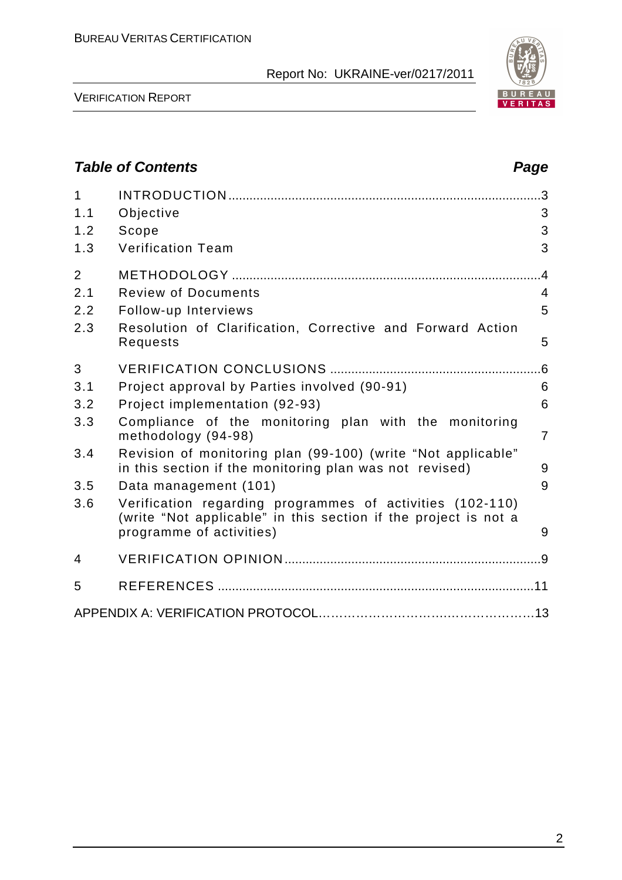## Table of Contents

| | | Page |
|---|---|---|
| 1 | INTRODUCTION | 3 |
| 1.1 | Objective | 3 |
| 1.2 | Scope | 3 |
| 1.3 | Verification Team | 3 |
| 2 | METHODOLOGY | 4 |
| 2.1 | Review of Documents | 4 |
| 2.2 | Follow-up Interviews | 5 |
| 2.3 | Resolution of Clarification, Corrective and Forward Action Requests | 5 |
| 3 | VERIFICATION CONCLUSIONS | 6 |
| 3.1 | Project approval by Parties involved (90-91) | 6 |
| 3.2 | Project implementation (92-93) | 6 |
| 3.3 | Compliance of the monitoring plan with the monitoring methodology (94-98) | 7 |
| 3.4 | Revision of monitoring plan (99-100) (write "Not applicable" in this section if the monitoring plan was not revised) | 9 |
| 3.5 | Data management (101) | 9 |
| 3.6 | Verification regarding programmes of activities (102-110) (write "Not applicable" in this section if the project is not a programme of activities) | 9 |
| 4 | VERIFICATION OPINION | 9 |
| 5 | REFERENCES | 11 |
| | APPENDIX A: VERIFICATION PROTOCOL | 13 |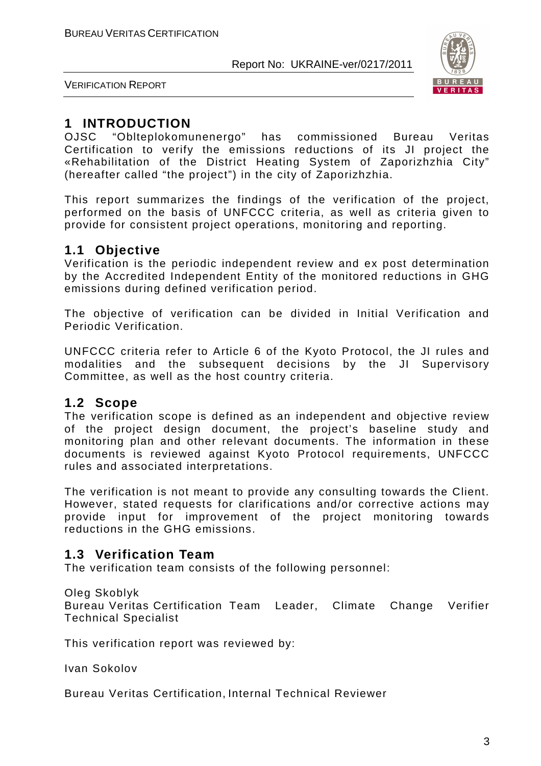# 1 INTRODUCTION

OJSC "Oblteplokomunenergo" has commissioned Bureau Veritas Certification to verify the emissions reductions of its JI project the «Rehabilitation of the District Heating System of Zaporizhzhia City" (hereafter called "the project") in the city of Zaporizhzhia.

This report summarizes the findings of the verification of the project, performed on the basis of UNFCCC criteria, as well as criteria given to provide for consistent project operations, monitoring and reporting.

## 1.1 Objective

Verification is the periodic independent review and ex post determination by the Accredited Independent Entity of the monitored reductions in GHG emissions during defined verification period.

The objective of verification can be divided in Initial Verification and Periodic Verification.

UNFCCC criteria refer to Article 6 of the Kyoto Protocol, the JI rules and modalities and the subsequent decisions by the JI Supervisory Committee, as well as the host country criteria.

## 1.2 Scope

The verification scope is defined as an independent and objective review of the project design document, the project's baseline study and monitoring plan and other relevant documents. The information in these documents is reviewed against Kyoto Protocol requirements, UNFCCC rules and associated interpretations.

The verification is not meant to provide any consulting towards the Client. However, stated requests for clarifications and/or corrective actions may provide input for improvement of the project monitoring towards reductions in the GHG emissions.

## 1.3 Verification Team

The verification team consists of the following personnel:

Oleg Skoblyk
Bureau Veritas Certification Team Leader, Climate Change Verifier Technical Specialist

This verification report was reviewed by:

Ivan Sokolov

Bureau Veritas Certification, Internal Technical Reviewer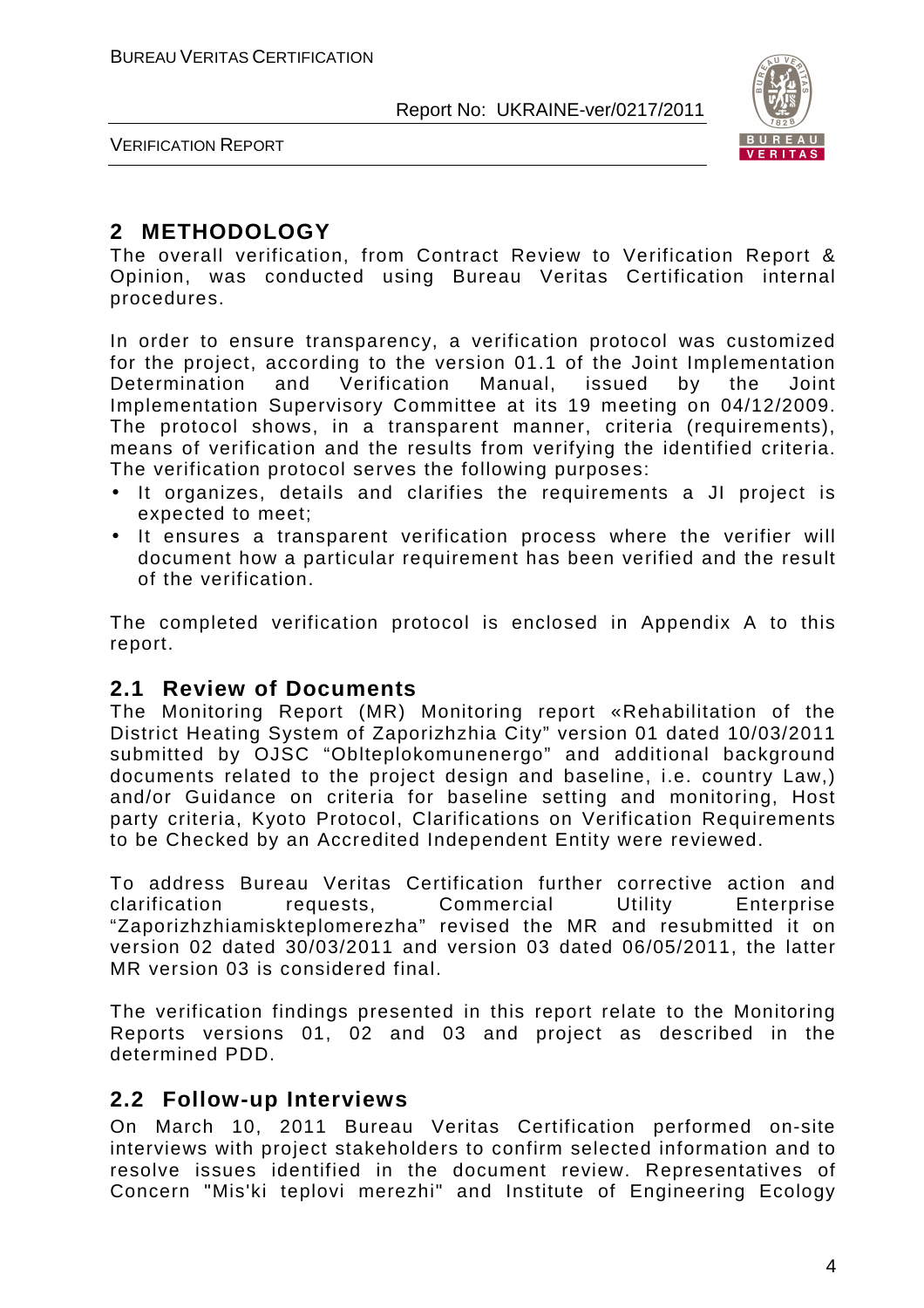## 2 METHODOLOGY

The overall verification, from Contract Review to Verification Report & Opinion, was conducted using Bureau Veritas Certification internal procedures.

In order to ensure transparency, a verification protocol was customized for the project, according to the version 01.1 of the Joint Implementation Determination and Verification Manual, issued by the Joint Implementation Supervisory Committee at its 19 meeting on 04/12/2009. The protocol shows, in a transparent manner, criteria (requirements), means of verification and the results from verifying the identified criteria. The verification protocol serves the following purposes:

- It organizes, details and clarifies the requirements a JI project is expected to meet;
- It ensures a transparent verification process where the verifier will document how a particular requirement has been verified and the result of the verification.

The completed verification protocol is enclosed in Appendix A to this report.

### 2.1 Review of Documents

The Monitoring Report (MR) Monitoring report «Rehabilitation of the District Heating System of Zaporizhzhia City" version 01 dated 10/03/2011 submitted by OJSC "Oblteplokomunenergo" and additional background documents related to the project design and baseline, i.e. country Law,) and/or Guidance on criteria for baseline setting and monitoring, Host party criteria, Kyoto Protocol, Clarifications on Verification Requirements to be Checked by an Accredited Independent Entity were reviewed.

To address Bureau Veritas Certification further corrective action and clarification requests, Commercial Utility Enterprise "Zaporizhzhiamiskteplomerezha" revised the MR and resubmitted it on version 02 dated 30/03/2011 and version 03 dated 06/05/2011, the latter MR version 03 is considered final.

The verification findings presented in this report relate to the Monitoring Reports versions 01, 02 and 03 and project as described in the determined PDD.

### 2.2 Follow-up Interviews

On March 10, 2011 Bureau Veritas Certification performed on-site interviews with project stakeholders to confirm selected information and to resolve issues identified in the document review. Representatives of Concern "Mis'ki teplovi merezhi" and Institute of Engineering Ecology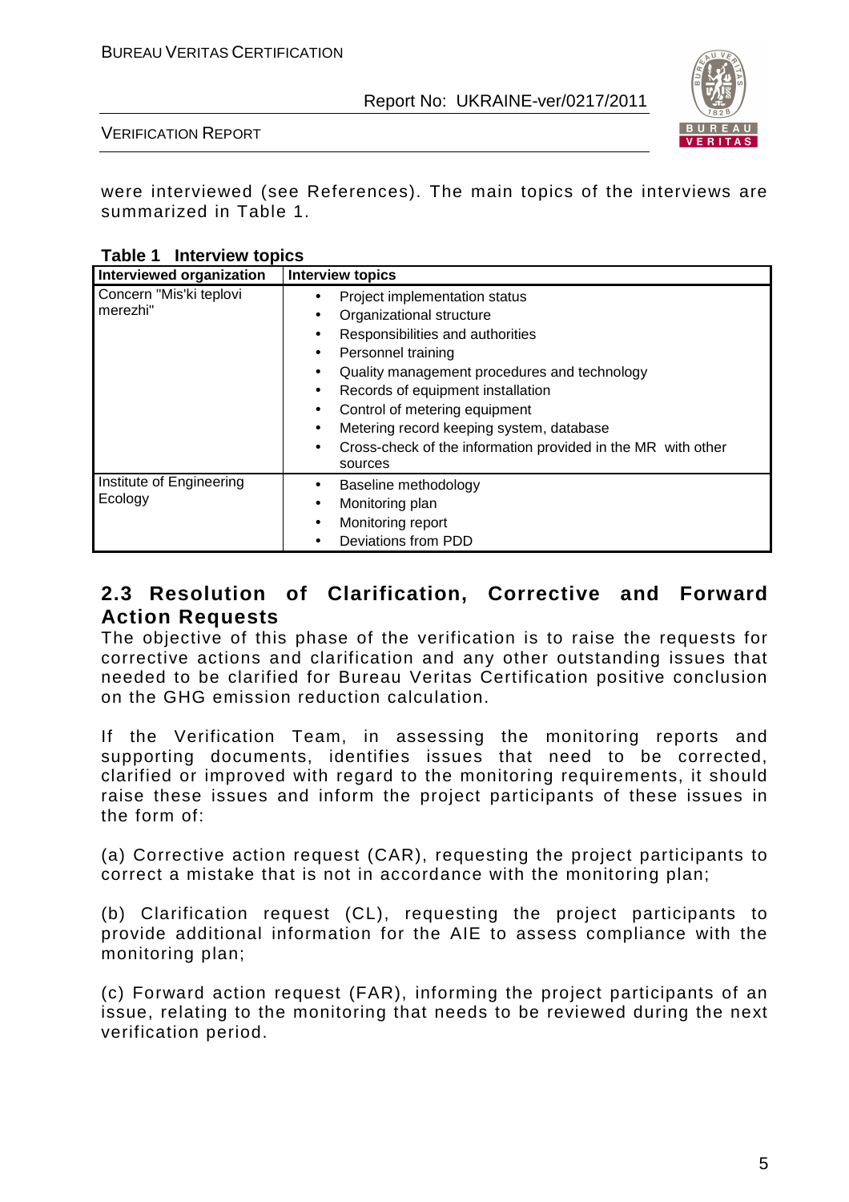were interviewed (see References). The main topics of the interviews are summarized in Table 1.

**Table 1 Interview topics**

| Interviewed organization | Interview topics |
|---|---|
| Concern "Mis'ki teplovi merezhi" | • Project implementation status<br>• Organizational structure<br>• Responsibilities and authorities<br>• Personnel training<br>• Quality management procedures and technology<br>• Records of equipment installation<br>• Control of metering equipment<br>• Metering record keeping system, database<br>• Cross-check of the information provided in the MR with other sources |
| Institute of Engineering Ecology | • Baseline methodology<br>• Monitoring plan<br>• Monitoring report<br>• Deviations from PDD |

## 2.3 Resolution of Clarification, Corrective and Forward Action Requests

The objective of this phase of the verification is to raise the requests for corrective actions and clarification and any other outstanding issues that needed to be clarified for Bureau Veritas Certification positive conclusion on the GHG emission reduction calculation.

If the Verification Team, in assessing the monitoring reports and supporting documents, identifies issues that need to be corrected, clarified or improved with regard to the monitoring requirements, it should raise these issues and inform the project participants of these issues in the form of:

(a) Corrective action request (CAR), requesting the project participants to correct a mistake that is not in accordance with the monitoring plan;

(b) Clarification request (CL), requesting the project participants to provide additional information for the AIE to assess compliance with the monitoring plan;

(c) Forward action request (FAR), informing the project participants of an issue, relating to the monitoring that needs to be reviewed during the next verification period.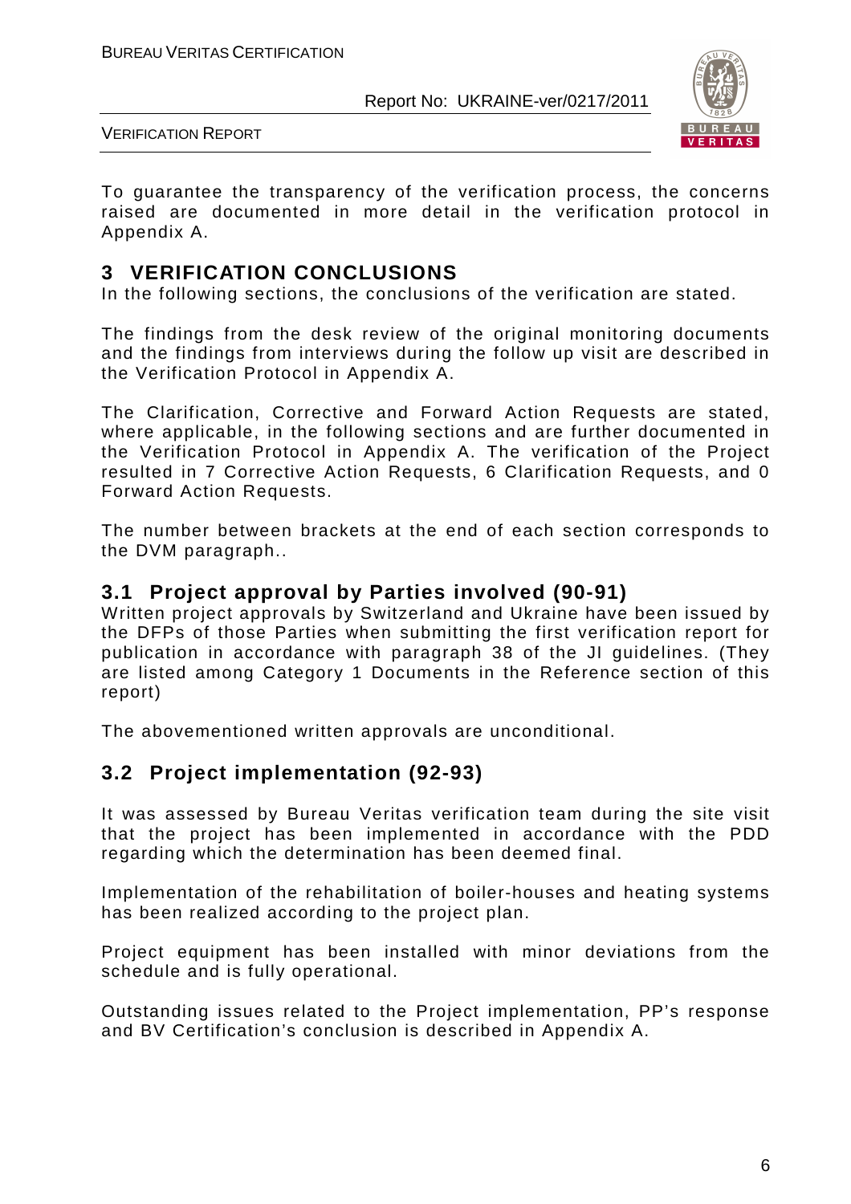To guarantee the transparency of the verification process, the concerns raised are documented in more detail in the verification protocol in Appendix A.

# 3 VERIFICATION CONCLUSIONS

In the following sections, the conclusions of the verification are stated.

The findings from the desk review of the original monitoring documents and the findings from interviews during the follow up visit are described in the Verification Protocol in Appendix A.

The Clarification, Corrective and Forward Action Requests are stated, where applicable, in the following sections and are further documented in the Verification Protocol in Appendix A. The verification of the Project resulted in 7 Corrective Action Requests, 6 Clarification Requests, and 0 Forward Action Requests.

The number between brackets at the end of each section corresponds to the DVM paragraph..

## 3.1 Project approval by Parties involved (90-91)

Written project approvals by Switzerland and Ukraine have been issued by the DFPs of those Parties when submitting the first verification report for publication in accordance with paragraph 38 of the JI guidelines. (They are listed among Category 1 Documents in the Reference section of this report)

The abovementioned written approvals are unconditional.

## 3.2 Project implementation (92-93)

It was assessed by Bureau Veritas verification team during the site visit that the project has been implemented in accordance with the PDD regarding which the determination has been deemed final.

Implementation of the rehabilitation of boiler-houses and heating systems has been realized according to the project plan.

Project equipment has been installed with minor deviations from the schedule and is fully operational.

Outstanding issues related to the Project implementation, PP's response and BV Certification's conclusion is described in Appendix A.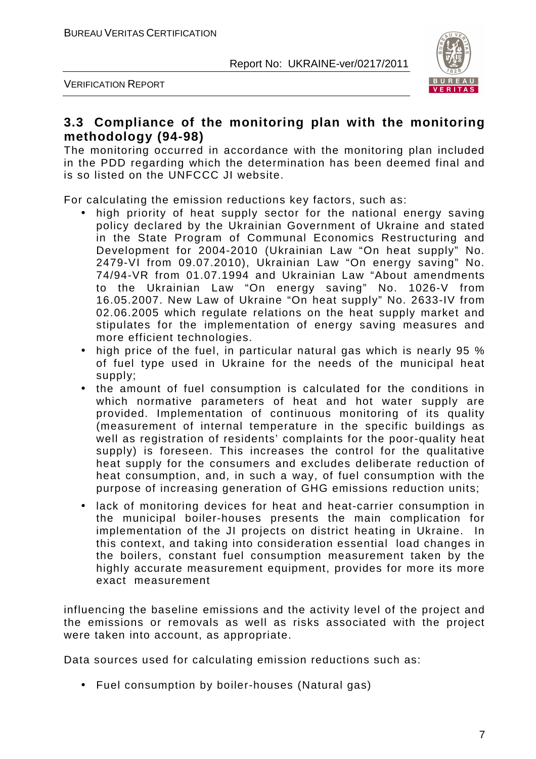## 3.3 Compliance of the monitoring plan with the monitoring methodology (94-98)

The monitoring occurred in accordance with the monitoring plan included in the PDD regarding which the determination has been deemed final and is so listed on the UNFCCC JI website.

For calculating the emission reductions key factors, such as:

- high priority of heat supply sector for the national energy saving policy declared by the Ukrainian Government of Ukraine and stated in the State Program of Communal Economics Restructuring and Development for 2004-2010 (Ukrainian Law "On heat supply" No. 2479-VI from 09.07.2010), Ukrainian Law "On energy saving" No. 74/94-VR from 01.07.1994 and Ukrainian Law "About amendments to the Ukrainian Law "On energy saving" No. 1026-V from 16.05.2007. New Law of Ukraine "On heat supply" No. 2633-IV from 02.06.2005 which regulate relations on the heat supply market and stipulates for the implementation of energy saving measures and more efficient technologies.
- high price of the fuel, in particular natural gas which is nearly 95 % of fuel type used in Ukraine for the needs of the municipal heat supply;
- the amount of fuel consumption is calculated for the conditions in which normative parameters of heat and hot water supply are provided. Implementation of continuous monitoring of its quality (measurement of internal temperature in the specific buildings as well as registration of residents' complaints for the poor-quality heat supply) is foreseen. This increases the control for the qualitative heat supply for the consumers and excludes deliberate reduction of heat consumption, and, in such a way, of fuel consumption with the purpose of increasing generation of GHG emissions reduction units;
- lack of monitoring devices for heat and heat-carrier consumption in the municipal boiler-houses presents the main complication for implementation of the JI projects on district heating in Ukraine. In this context, and taking into consideration essential load changes in the boilers, constant fuel consumption measurement taken by the highly accurate measurement equipment, provides for more its more exact measurement

influencing the baseline emissions and the activity level of the project and the emissions or removals as well as risks associated with the project were taken into account, as appropriate.

Data sources used for calculating emission reductions such as:

- Fuel consumption by boiler-houses (Natural gas)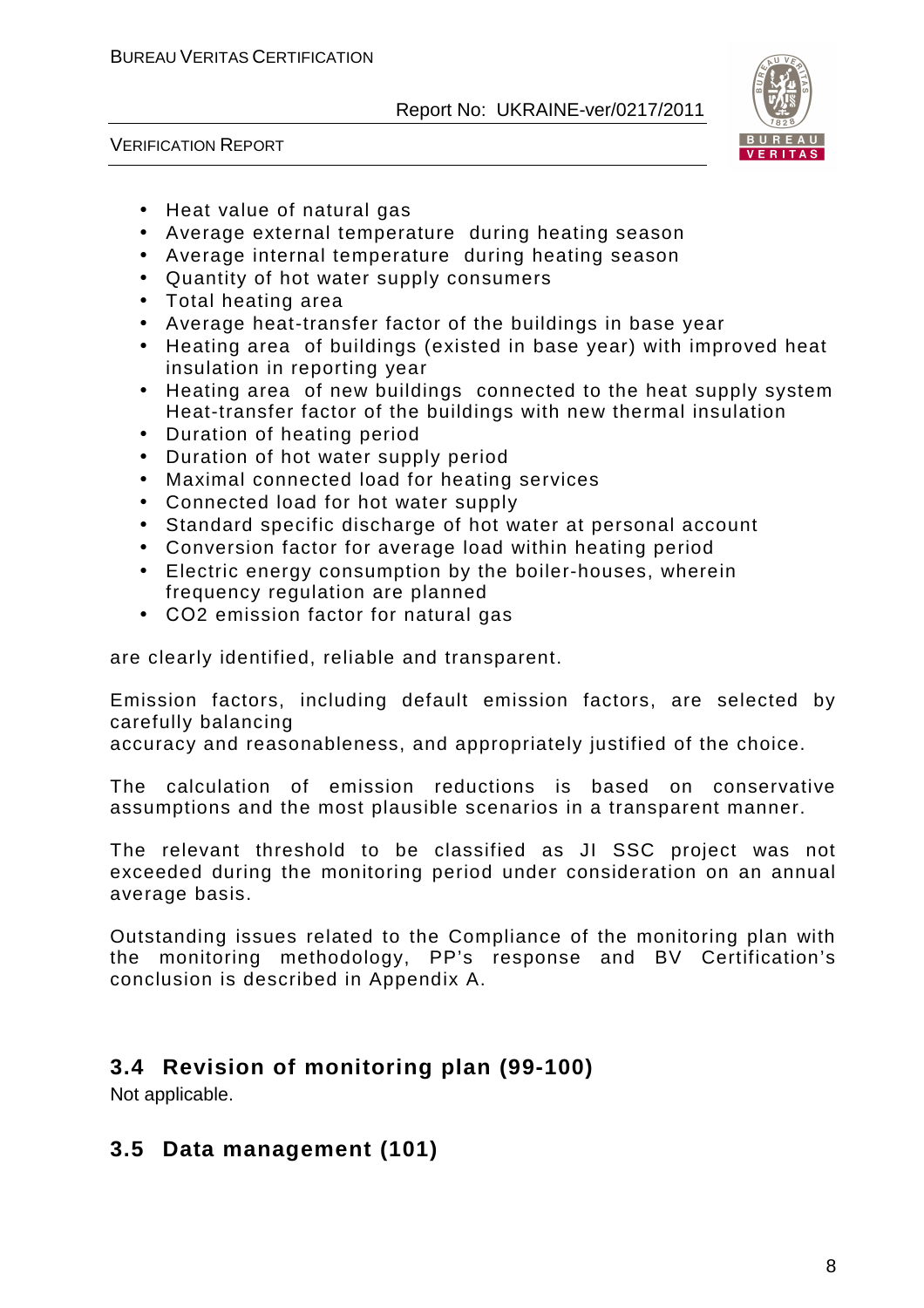- Heat value of natural gas
- Average external temperature during heating season
- Average internal temperature during heating season
- Quantity of hot water supply consumers
- Total heating area
- Average heat-transfer factor of the buildings in base year
- Heating area of buildings (existed in base year) with improved heat insulation in reporting year
- Heating area of new buildings connected to the heat supply system Heat-transfer factor of the buildings with new thermal insulation
- Duration of heating period
- Duration of hot water supply period
- Maximal connected load for heating services
- Connected load for hot water supply
- Standard specific discharge of hot water at personal account
- Conversion factor for average load within heating period
- Electric energy consumption by the boiler-houses, wherein frequency regulation are planned
- CO2 emission factor for natural gas

are clearly identified, reliable and transparent.

Emission factors, including default emission factors, are selected by carefully balancing
accuracy and reasonableness, and appropriately justified of the choice.

The calculation of emission reductions is based on conservative assumptions and the most plausible scenarios in a transparent manner.

The relevant threshold to be classified as JI SSC project was not exceeded during the monitoring period under consideration on an annual average basis.

Outstanding issues related to the Compliance of the monitoring plan with the monitoring methodology, PP's response and BV Certification's conclusion is described in Appendix A.

## 3.4 Revision of monitoring plan (99-100)

Not applicable.

## 3.5 Data management (101)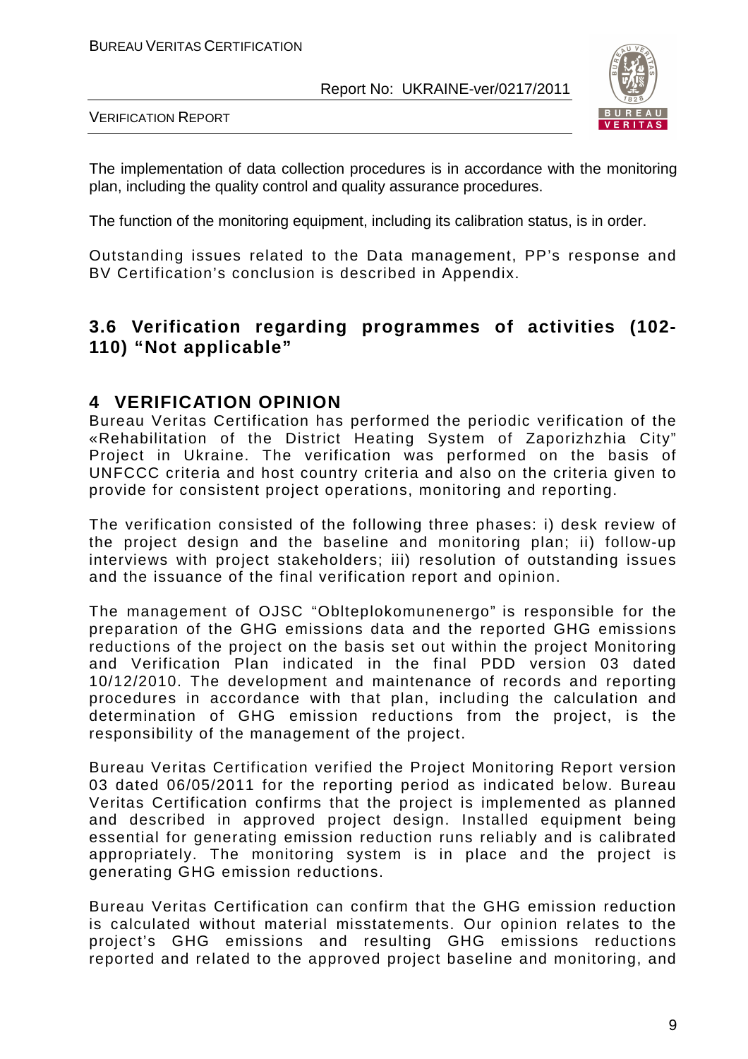The implementation of data collection procedures is in accordance with the monitoring plan, including the quality control and quality assurance procedures.

The function of the monitoring equipment, including its calibration status, is in order.

Outstanding issues related to the Data management, PP's response and BV Certification's conclusion is described in Appendix.

### 3.6 Verification regarding programmes of activities (102-110) "Not applicable"

## 4 VERIFICATION OPINION

Bureau Veritas Certification has performed the periodic verification of the «Rehabilitation of the District Heating System of Zaporizhzhia City" Project in Ukraine. The verification was performed on the basis of UNFCCC criteria and host country criteria and also on the criteria given to provide for consistent project operations, monitoring and reporting.

The verification consisted of the following three phases: i) desk review of the project design and the baseline and monitoring plan; ii) follow-up interviews with project stakeholders; iii) resolution of outstanding issues and the issuance of the final verification report and opinion.

The management of OJSC "Oblteplokomunenergo" is responsible for the preparation of the GHG emissions data and the reported GHG emissions reductions of the project on the basis set out within the project Monitoring and Verification Plan indicated in the final PDD version 03 dated 10/12/2010. The development and maintenance of records and reporting procedures in accordance with that plan, including the calculation and determination of GHG emission reductions from the project, is the responsibility of the management of the project.

Bureau Veritas Certification verified the Project Monitoring Report version 03 dated 06/05/2011 for the reporting period as indicated below. Bureau Veritas Certification confirms that the project is implemented as planned and described in approved project design. Installed equipment being essential for generating emission reduction runs reliably and is calibrated appropriately. The monitoring system is in place and the project is generating GHG emission reductions.

Bureau Veritas Certification can confirm that the GHG emission reduction is calculated without material misstatements. Our opinion relates to the project's GHG emissions and resulting GHG emissions reductions reported and related to the approved project baseline and monitoring, and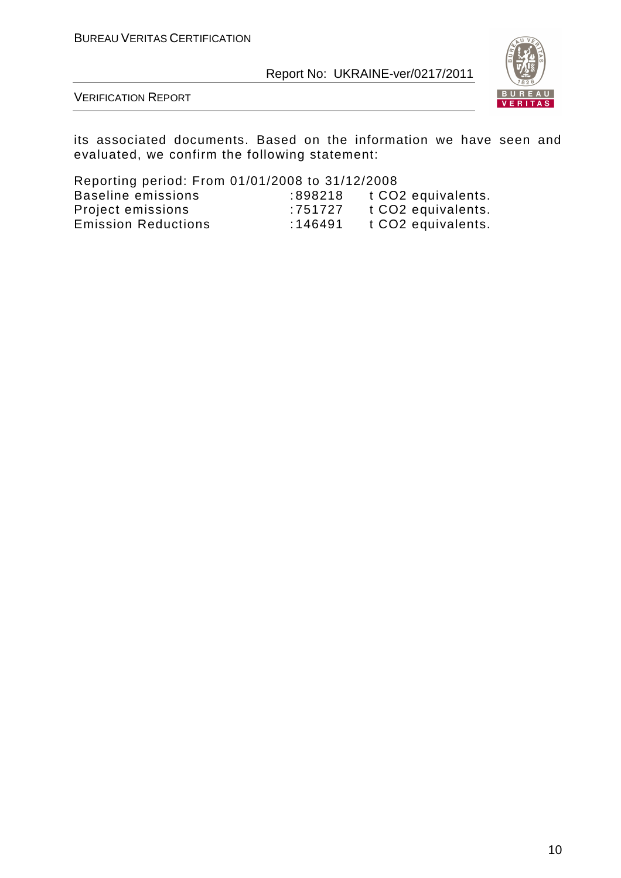its associated documents. Based on the information we have seen and evaluated, we confirm the following statement:

Reporting period: From 01/01/2008 to 31/12/2008

| | | |
|---|---|---|
| Baseline emissions | :898218 | t $CO_2$ equivalents. |
| Project emissions | :751727 | t $CO_2$ equivalents. |
| Emission Reductions | :146491 | t $CO_2$ equivalents. |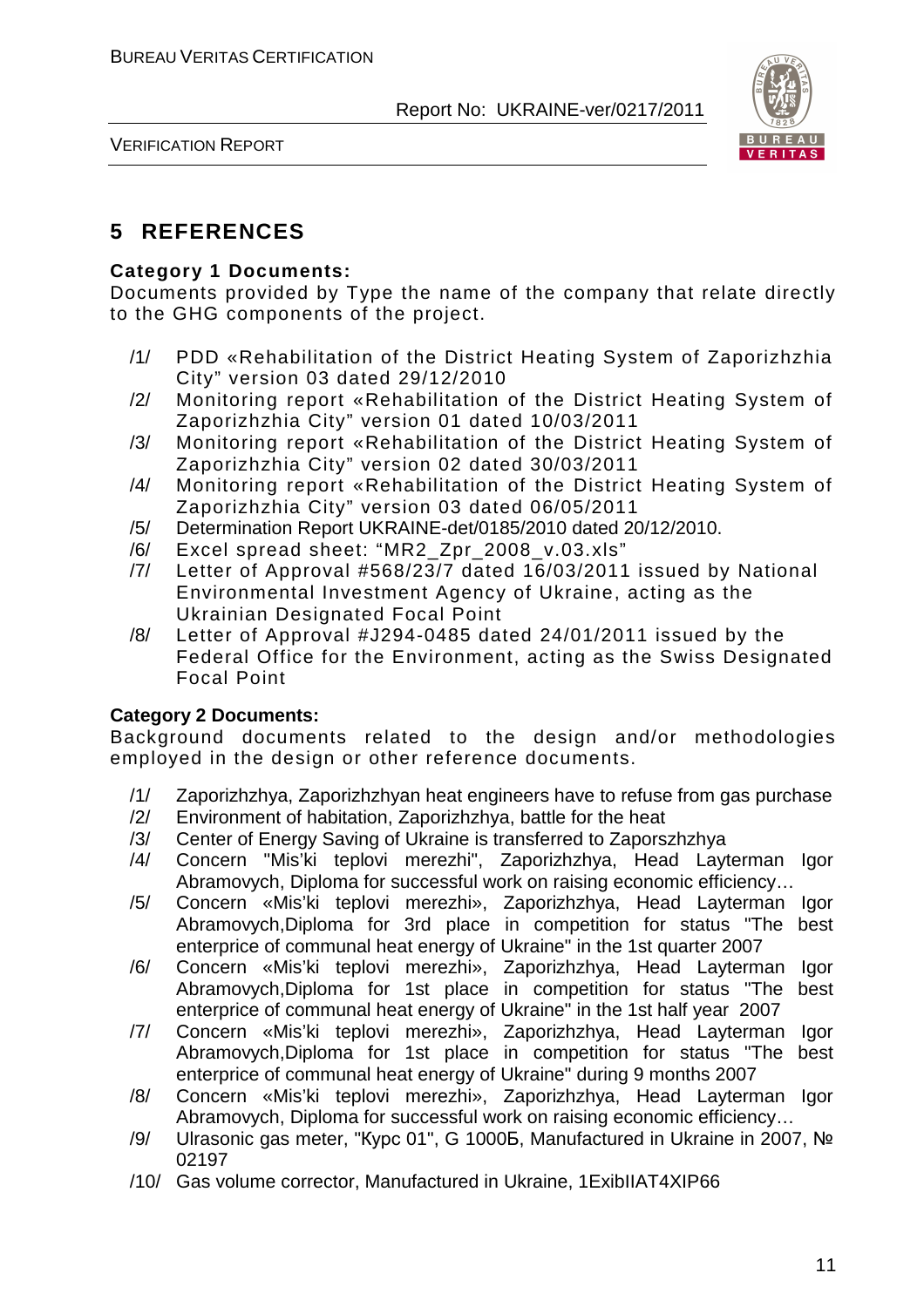# 5 REFERENCES

**Category 1 Documents:**

Documents provided by Type the name of the company that relate directly to the GHG components of the project.

/1/ PDD «Rehabilitation of the District Heating System of Zaporizhzhia City" version 03 dated 29/12/2010

/2/ Monitoring report «Rehabilitation of the District Heating System of Zaporizhzhia City" version 01 dated 10/03/2011

/3/ Monitoring report «Rehabilitation of the District Heating System of Zaporizhzhia City" version 02 dated 30/03/2011

/4/ Monitoring report «Rehabilitation of the District Heating System of Zaporizhzhia City" version 03 dated 06/05/2011

/5/ Determination Report UKRAINE-det/0185/2010 dated 20/12/2010.

/6/ Excel spread sheet: "MR2_Zpr_2008_v.03.xls"

/7/ Letter of Approval #568/23/7 dated 16/03/2011 issued by National Environmental Investment Agency of Ukraine, acting as the Ukrainian Designated Focal Point

/8/ Letter of Approval #J294-0485 dated 24/01/2011 issued by the Federal Office for the Environment, acting as the Swiss Designated Focal Point

**Category 2 Documents:**

Background documents related to the design and/or methodologies employed in the design or other reference documents.

/1/ Zaporizhzhya, Zaporizhzhyan heat engineers have to refuse from gas purchase

/2/ Environment of habitation, Zaporizhzhya, battle for the heat

/3/ Center of Energy Saving of Ukraine is transferred to Zaporszhzhya

/4/ Concern "Mis'ki teplovi merezhi", Zaporizhzhya, Head Layterman Igor Abramovych, Diploma for successful work on raising economic efficiency…

/5/ Concern «Mis'ki teplovi merezhi», Zaporizhzhya, Head Layterman Igor Abramovych,Diploma for 3rd place in competition for status "The best enterprice of communal heat energy of Ukraine" in the 1st quarter 2007

/6/ Concern «Mis'ki teplovi merezhi», Zaporizhzhya, Head Layterman Igor Abramovych,Diploma for 1st place in competition for status "The best enterprice of communal heat energy of Ukraine" in the 1st half year 2007

/7/ Concern «Mis'ki teplovi merezhi», Zaporizhzhya, Head Layterman Igor Abramovych,Diploma for 1st place in competition for status "The best enterprice of communal heat energy of Ukraine" during 9 months 2007

/8/ Concern «Mis'ki teplovi merezhi», Zaporizhzhya, Head Layterman Igor Abramovych, Diploma for successful work on raising economic efficiency…

/9/ Ulrasonic gas meter, "Курс 01", G 1000Б, Manufactured in Ukraine in 2007, № 02197

/10/ Gas volume corrector, Manufactured in Ukraine, 1ExibIIAT4XIP66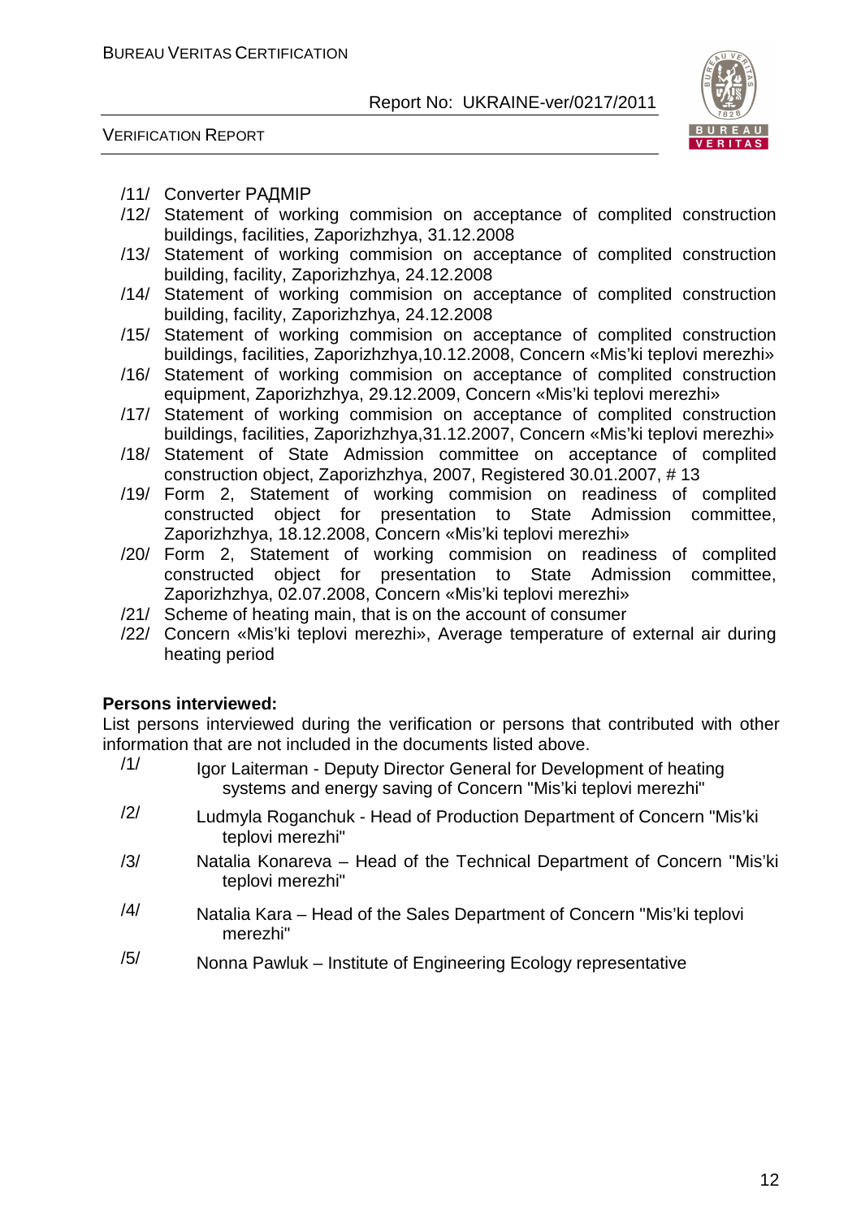/11/ Converter РАДМІР

/12/ Statement of working commision on acceptance of complited construction buildings, facilities, Zaporizhzhya, 31.12.2008

/13/ Statement of working commision on acceptance of complited construction building, facility, Zaporizhzhya, 24.12.2008

/14/ Statement of working commision on acceptance of complited construction building, facility, Zaporizhzhya, 24.12.2008

/15/ Statement of working commision on acceptance of complited construction buildings, facilities, Zaporizhzhya,10.12.2008, Concern «Mis'ki teplovi merezhi»

/16/ Statement of working commision on acceptance of complited construction equipment, Zaporizhzhya, 29.12.2009, Concern «Mis'ki teplovi merezhi»

/17/ Statement of working commision on acceptance of complited construction buildings, facilities, Zaporizhzhya,31.12.2007, Concern «Mis'ki teplovi merezhi»

/18/ Statement of State Admission committee on acceptance of complited construction object, Zaporizhzhya, 2007, Registered 30.01.2007, # 13

/19/ Form 2, Statement of working commision on readiness of complited constructed object for presentation to State Admission committee, Zaporizhzhya, 18.12.2008, Concern «Mis'ki teplovi merezhi»

/20/ Form 2, Statement of working commision on readiness of complited constructed object for presentation to State Admission committee, Zaporizhzhya, 02.07.2008, Concern «Mis'ki teplovi merezhi»

/21/ Scheme of heating main, that is on the account of consumer

/22/ Concern «Mis'ki teplovi merezhi», Average temperature of external air during heating period

**Persons interviewed:**

List persons interviewed during the verification or persons that contributed with other information that are not included in the documents listed above.

/1/ Igor Laiterman - Deputy Director General for Development of heating systems and energy saving of Concern "Mis'ki teplovi merezhi"

/2/ Ludmyla Roganchuk - Head of Production Department of Concern "Mis'ki teplovi merezhi"

/3/ Natalia Konareva – Head of the Technical Department of Concern "Mis'ki teplovi merezhi"

/4/ Natalia Kara – Head of the Sales Department of Concern "Mis'ki teplovi merezhi"

/5/ Nonna Pawluk – Institute of Engineering Ecology representative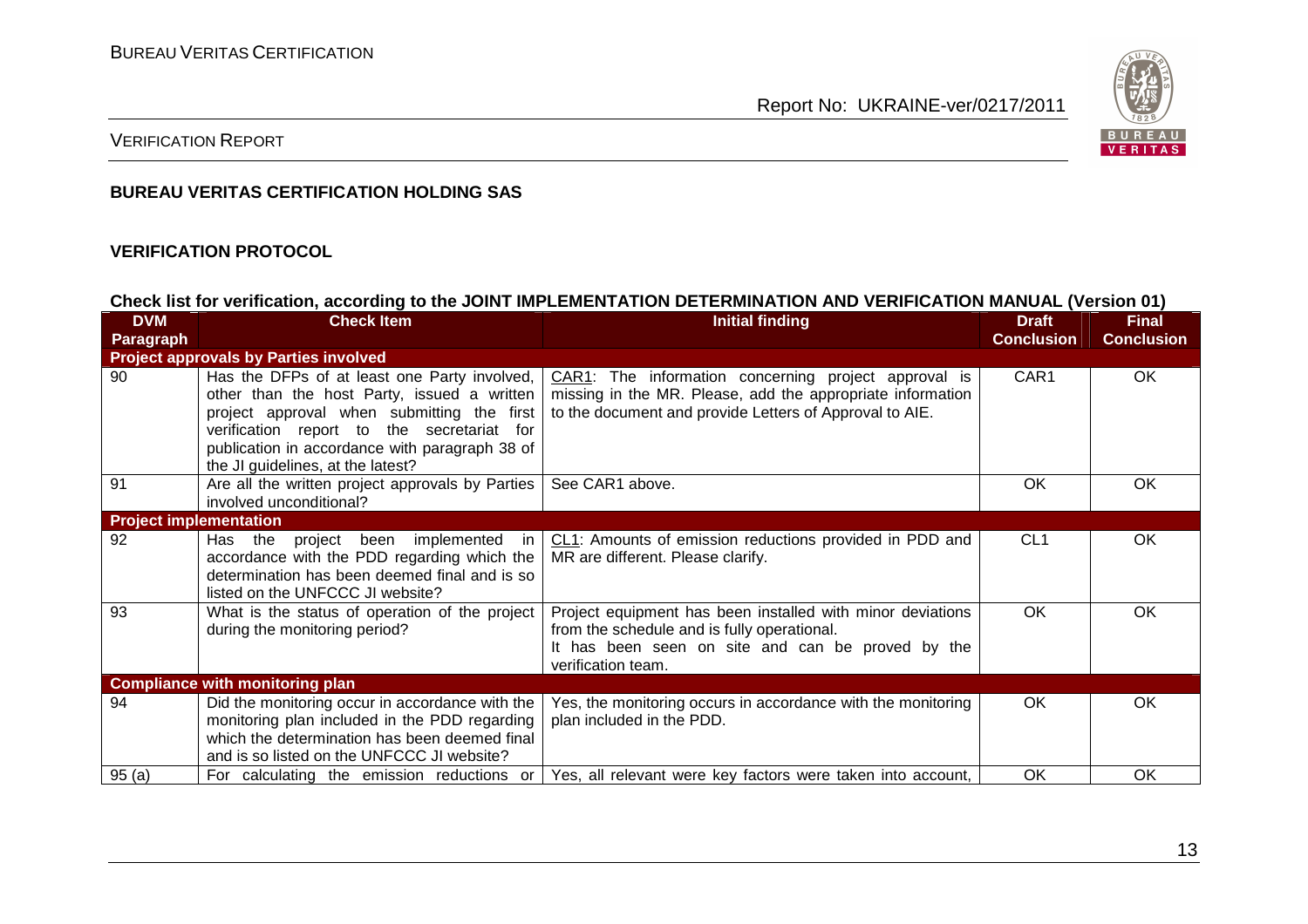### BUREAU VERITAS CERTIFICATION HOLDING SAS

### VERIFICATION PROTOCOL

**Check list for verification, according to the JOINT IMPLEMENTATION DETERMINATION AND VERIFICATION MANUAL (Version 01)**

| DVM Paragraph | Check Item | Initial finding | Draft Conclusion | Final Conclusion |
|---|---|---|---|---|
| **Project approvals by Parties involved** | | | | |
| 90 | Has the DFPs of at least one Party involved, other than the host Party, issued a written project approval when submitting the first verification report to the secretariat for publication in accordance with paragraph 38 of the JI guidelines, at the latest? | CAR1: The information concerning project approval is missing in the MR. Please, add the appropriate information to the document and provide Letters of Approval to AIE. | CAR1 | OK |
| 91 | Are all the written project approvals by Parties involved unconditional? | See CAR1 above. | OK | OK |
| **Project implementation** | | | | |
| 92 | Has the project been implemented in accordance with the PDD regarding which the determination has been deemed final and is so listed on the UNFCCC JI website? | CL1: Amounts of emission reductions provided in PDD and MR are different. Please clarify. | CL1 | OK |
| 93 | What is the status of operation of the project during the monitoring period? | Project equipment has been installed with minor deviations from the schedule and is fully operational. It has been seen on site and can be proved by the verification team. | OK | OK |
| **Compliance with monitoring plan** | | | | |
| 94 | Did the monitoring occur in accordance with the monitoring plan included in the PDD regarding which the determination has been deemed final and is so listed on the UNFCCC JI website? | Yes, the monitoring occurs in accordance with the monitoring plan included in the PDD. | OK | OK |
| 95 (a) | For calculating the emission reductions or | Yes, all relevant were key factors were taken into account, | OK | OK |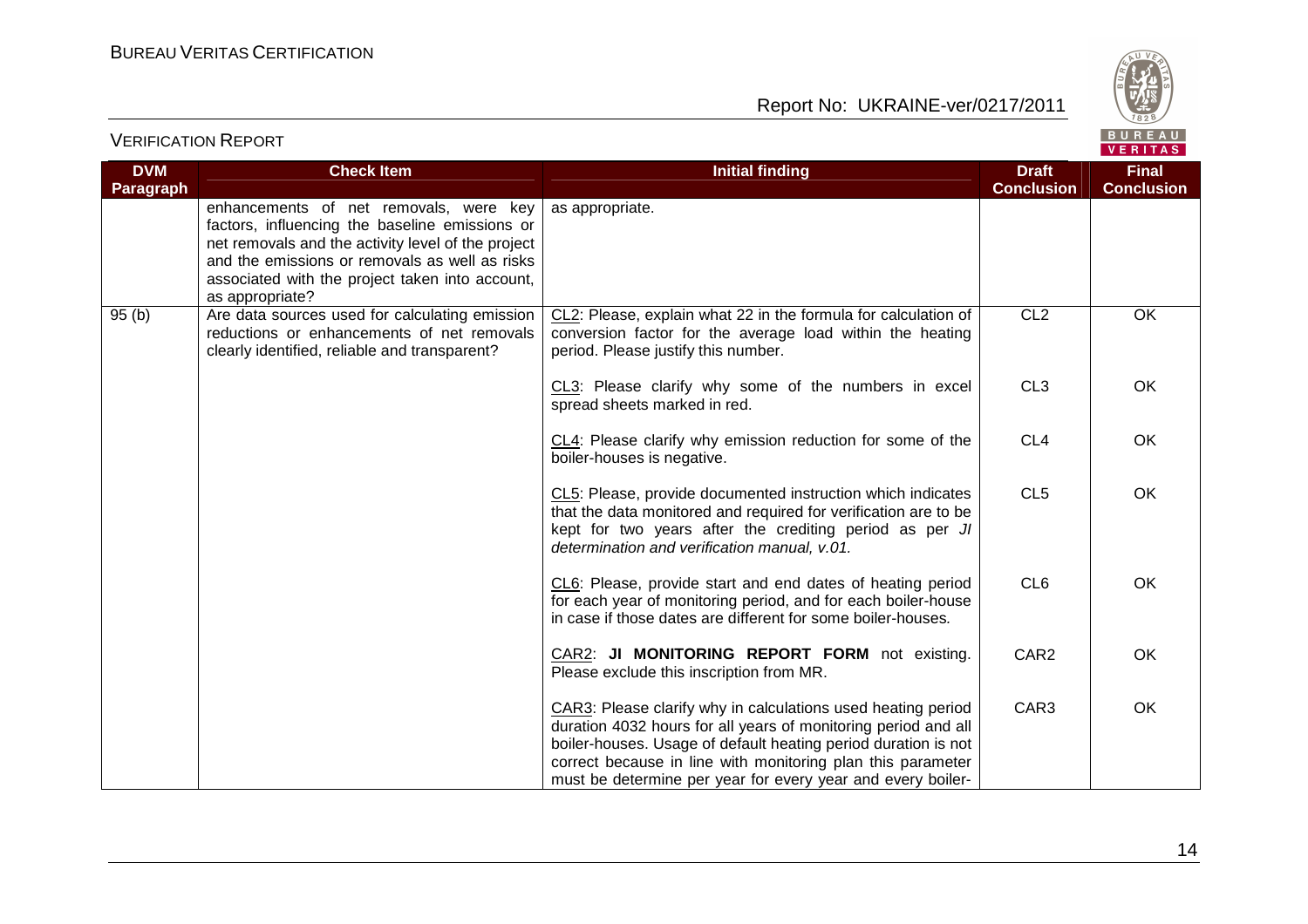| DVM Paragraph | Check Item | Initial finding | Draft Conclusion | Final Conclusion |
|---|---|---|---|---|
| | enhancements of net removals, were key factors, influencing the baseline emissions or net removals and the activity level of the project and the emissions or removals as well as risks associated with the project taken into account, as appropriate? | as appropriate. | | |
| 95 (b) | Are data sources used for calculating emission reductions or enhancements of net removals clearly identified, reliable and transparent? | CL2: Please, explain what 22 in the formula for calculation of conversion factor for the average load within the heating period. Please justify this number. | CL2 | OK |
| | | CL3: Please clarify why some of the numbers in excel spread sheets marked in red. | CL3 | OK |
| | | CL4: Please clarify why emission reduction for some of the boiler-houses is negative. | CL4 | OK |
| | | CL5: Please, provide documented instruction which indicates that the data monitored and required for verification are to be kept for two years after the crediting period as per *JI determination and verification manual, v.01.* | CL5 | OK |
| | | CL6: Please, provide start and end dates of heating period for each year of monitoring period, and for each boiler-house in case if those dates are different for some boiler-houses. | CL6 | OK |
| | | CAR2: **JI MONITORING REPORT FORM** not existing. Please exclude this inscription from MR. | CAR2 | OK |
| | | CAR3: Please clarify why in calculations used heating period duration 4032 hours for all years of monitoring period and all boiler-houses. Usage of default heating period duration is not correct because in line with monitoring plan this parameter must be determine per year for every year and every boiler- | CAR3 | OK |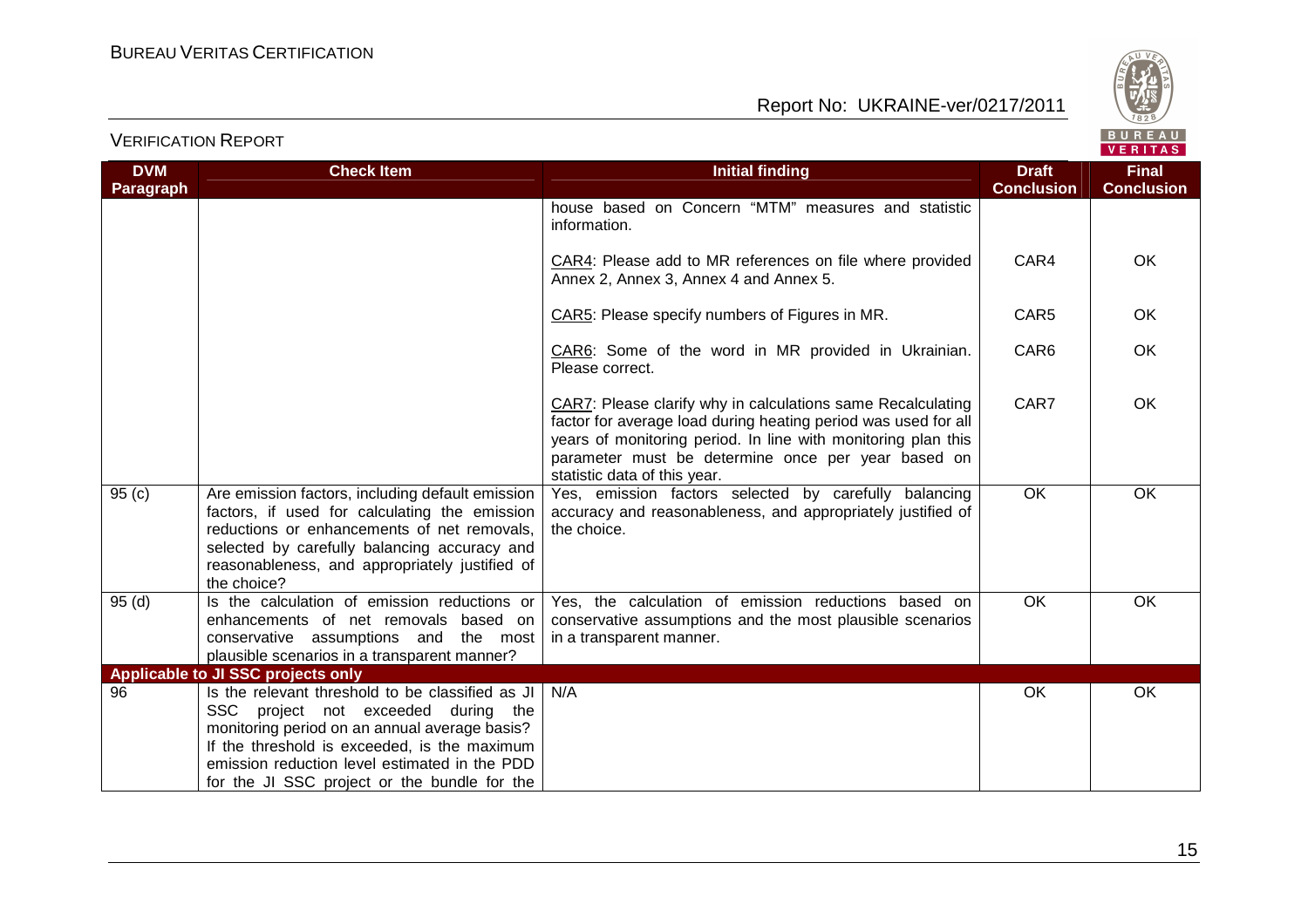| DVM Paragraph | Check Item | Initial finding | Draft Conclusion | Final Conclusion |
|---|---|---|---|---|
| | | house based on Concern "MTM" measures and statistic information. | | |
| | | CAR4: Please add to MR references on file where provided Annex 2, Annex 3, Annex 4 and Annex 5. | CAR4 | OK |
| | | CAR5: Please specify numbers of Figures in MR. | CAR5 | OK |
| | | CAR6: Some of the word in MR provided in Ukrainian. Please correct. | CAR6 | OK |
| | | CAR7: Please clarify why in calculations same Recalculating factor for average load during heating period was used for all years of monitoring period. In line with monitoring plan this parameter must be determine once per year based on statistic data of this year. | CAR7 | OK |
| 95 (c) | Are emission factors, including default emission factors, if used for calculating the emission reductions or enhancements of net removals, selected by carefully balancing accuracy and reasonableness, and appropriately justified of the choice? | Yes, emission factors selected by carefully balancing accuracy and reasonableness, and appropriately justified of the choice. | OK | OK |
| 95 (d) | Is the calculation of emission reductions or enhancements of net removals based on conservative assumptions and the most plausible scenarios in a transparent manner? | Yes, the calculation of emission reductions based on conservative assumptions and the most plausible scenarios in a transparent manner. | OK | OK |
| **Applicable to JI SSC projects only** | | | | |
| 96 | Is the relevant threshold to be classified as JI SSC project not exceeded during the monitoring period on an annual average basis? If the threshold is exceeded, is the maximum emission reduction level estimated in the PDD for the JI SSC project or the bundle for the | N/A | OK | OK |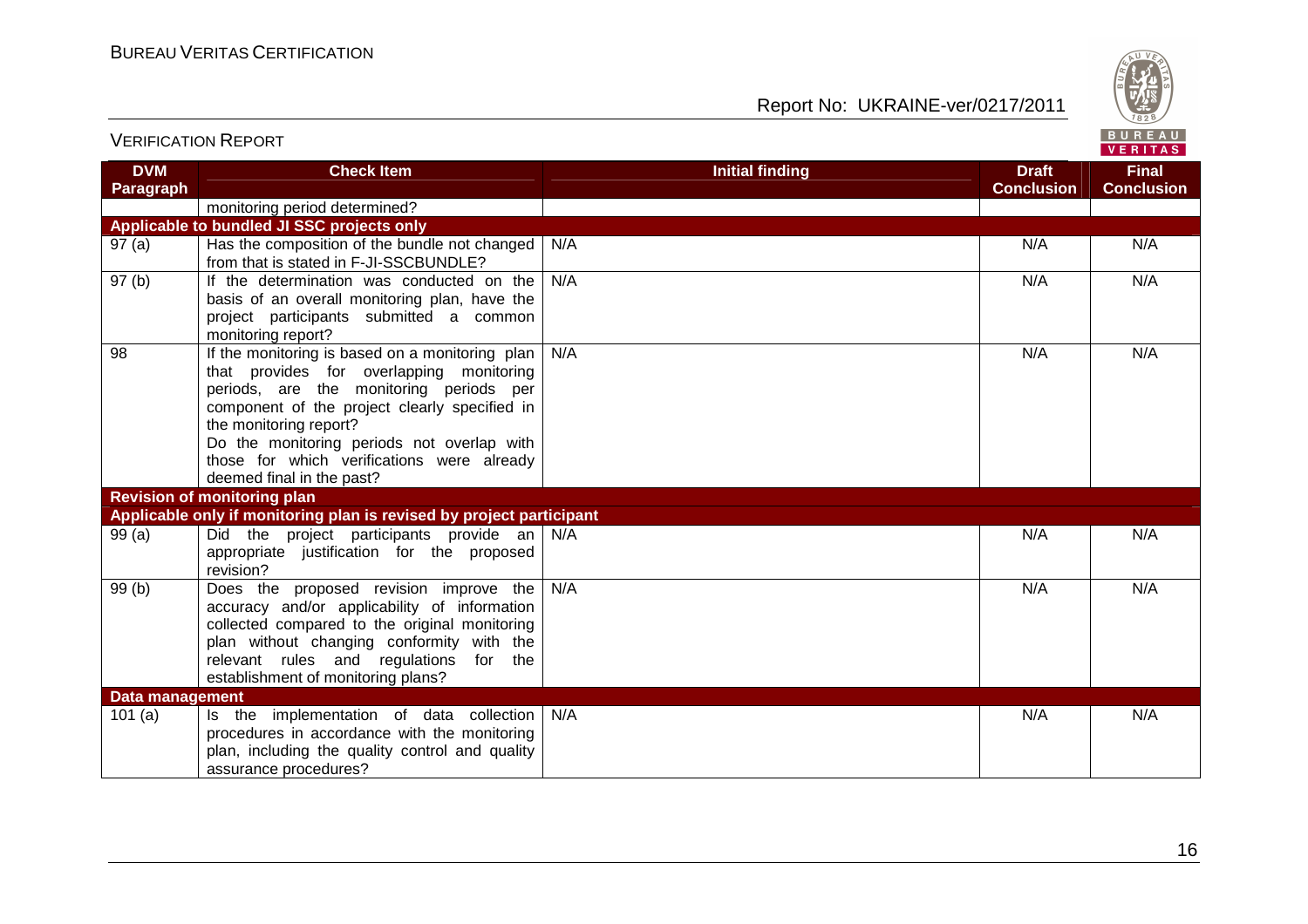| DVM Paragraph | Check Item | Initial finding | Draft Conclusion | Final Conclusion |
|---|---|---|---|---|
| | monitoring period determined? | | | |
| **Applicable to bundled JI SSC projects only** | | | | |
| 97 (a) | Has the composition of the bundle not changed from that is stated in F-JI-SSCBUNDLE? | N/A | N/A | N/A |
| 97 (b) | If the determination was conducted on the basis of an overall monitoring plan, have the project participants submitted a common monitoring report? | N/A | N/A | N/A |
| 98 | If the monitoring is based on a monitoring plan that provides for overlapping monitoring periods, are the monitoring periods per component of the project clearly specified in the monitoring report? Do the monitoring periods not overlap with those for which verifications were already deemed final in the past? | N/A | N/A | N/A |
| **Revision of monitoring plan** | | | | |
| **Applicable only if monitoring plan is revised by project participant** | | | | |
| 99 (a) | Did the project participants provide an appropriate justification for the proposed revision? | N/A | N/A | N/A |
| 99 (b) | Does the proposed revision improve the accuracy and/or applicability of information collected compared to the original monitoring plan without changing conformity with the relevant rules and regulations for the establishment of monitoring plans? | N/A | N/A | N/A |
| **Data management** | | | | |
| 101 (a) | Is the implementation of data collection procedures in accordance with the monitoring plan, including the quality control and quality assurance procedures? | N/A | N/A | N/A |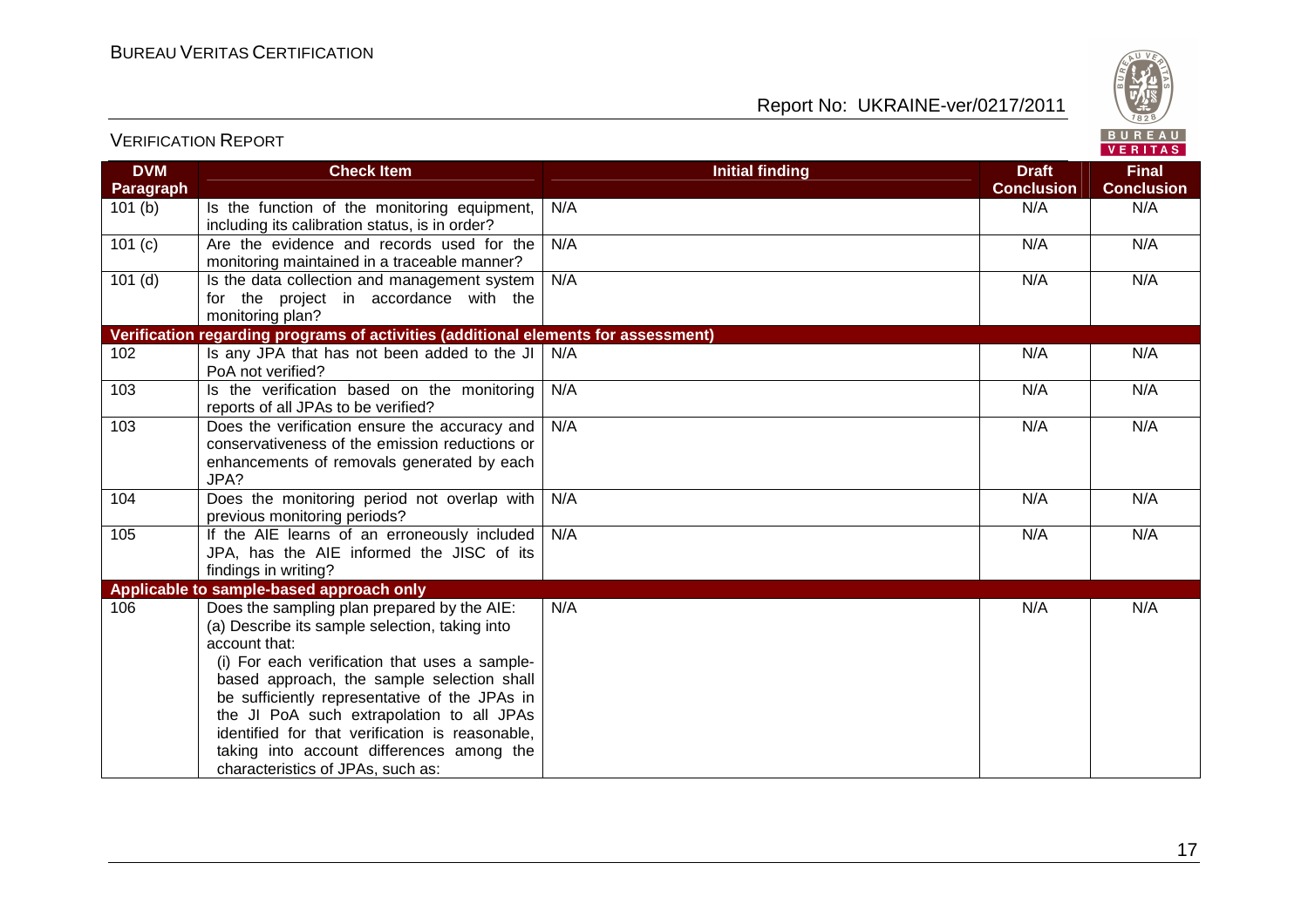| DVM Paragraph | Check Item | Initial finding | Draft Conclusion | Final Conclusion |
|---|---|---|---|---|
| 101 (b) | Is the function of the monitoring equipment, including its calibration status, is in order? | N/A | N/A | N/A |
| 101 (c) | Are the evidence and records used for the monitoring maintained in a traceable manner? | N/A | N/A | N/A |
| 101 (d) | Is the data collection and management system for the project in accordance with the monitoring plan? | N/A | N/A | N/A |
| **Verification regarding programs of activities (additional elements for assessment)** | | | | |
| 102 | Is any JPA that has not been added to the JI PoA not verified? | N/A | N/A | N/A |
| 103 | Is the verification based on the monitoring reports of all JPAs to be verified? | N/A | N/A | N/A |
| 103 | Does the verification ensure the accuracy and conservativeness of the emission reductions or enhancements of removals generated by each JPA? | N/A | N/A | N/A |
| 104 | Does the monitoring period not overlap with previous monitoring periods? | N/A | N/A | N/A |
| 105 | If the AIE learns of an erroneously included JPA, has the AIE informed the JISC of its findings in writing? | N/A | N/A | N/A |
| **Applicable to sample-based approach only** | | | | |
| 106 | Does the sampling plan prepared by the AIE:<br>(a) Describe its sample selection, taking into account that:<br>(i) For each verification that uses a sample-based approach, the sample selection shall be sufficiently representative of the JPAs in the JI PoA such extrapolation to all JPAs identified for that verification is reasonable, taking into account differences among the characteristics of JPAs, such as: | N/A | N/A | N/A |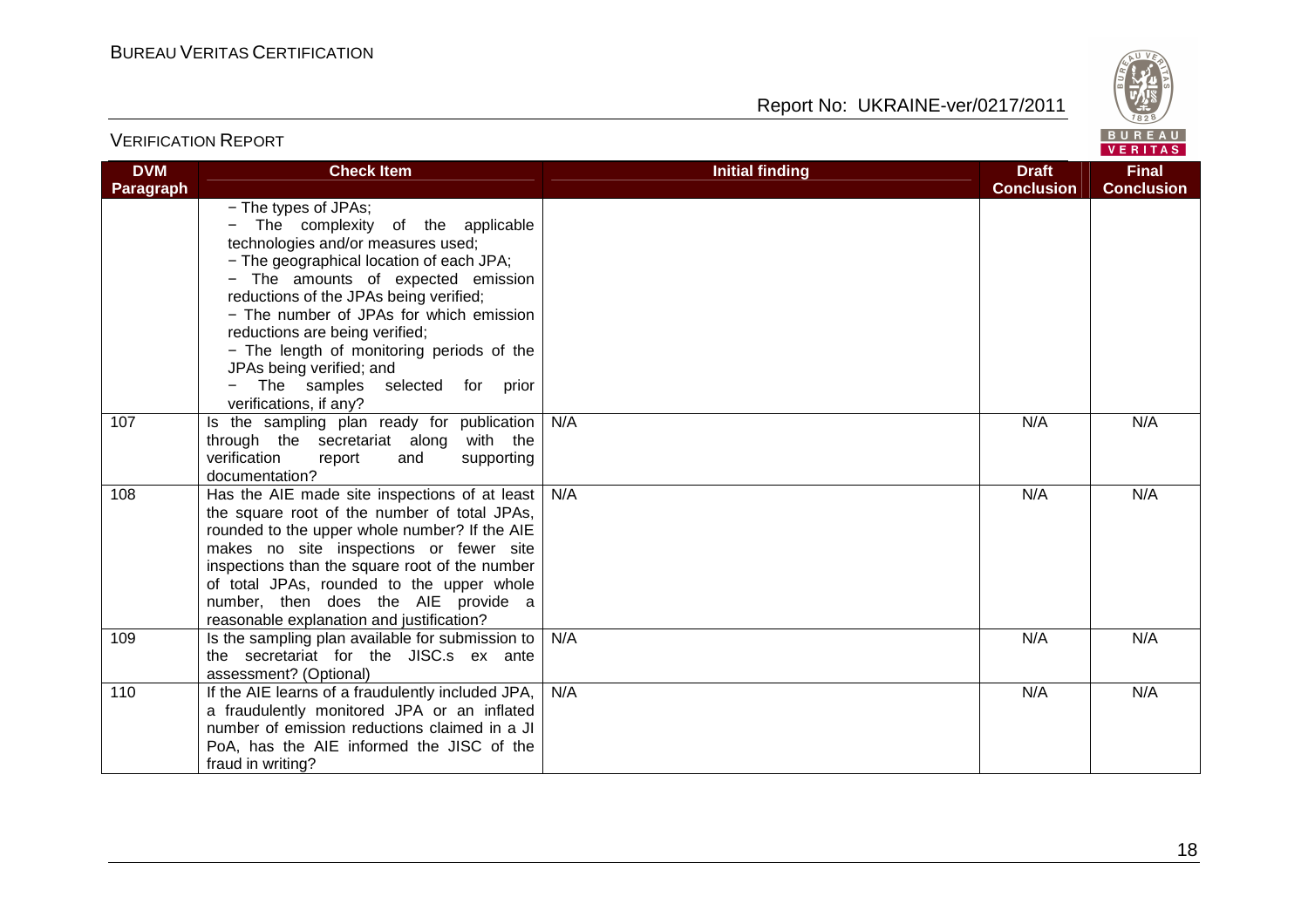| DVM Paragraph | Check Item | Initial finding | Draft Conclusion | Final Conclusion |
|---|---|---|---|---|
| | − The types of JPAs;<br>− The complexity of the applicable technologies and/or measures used;<br>− The geographical location of each JPA;<br>− The amounts of expected emission reductions of the JPAs being verified;<br>− The number of JPAs for which emission reductions are being verified;<br>− The length of monitoring periods of the JPAs being verified; and<br>− The samples selected for prior verifications, if any? | | | |
| 107 | Is the sampling plan ready for publication through the secretariat along with the verification report and supporting documentation? | N/A | N/A | N/A |
| 108 | Has the AIE made site inspections of at least the square root of the number of total JPAs, rounded to the upper whole number? If the AIE makes no site inspections or fewer site inspections than the square root of the number of total JPAs, rounded to the upper whole number, then does the AIE provide a reasonable explanation and justification? | N/A | N/A | N/A |
| 109 | Is the sampling plan available for submission to the secretariat for the JISC.s ex ante assessment? (Optional) | N/A | N/A | N/A |
| 110 | If the AIE learns of a fraudulently included JPA, a fraudulently monitored JPA or an inflated number of emission reductions claimed in a JI PoA, has the AIE informed the JISC of the fraud in writing? | N/A | N/A | N/A |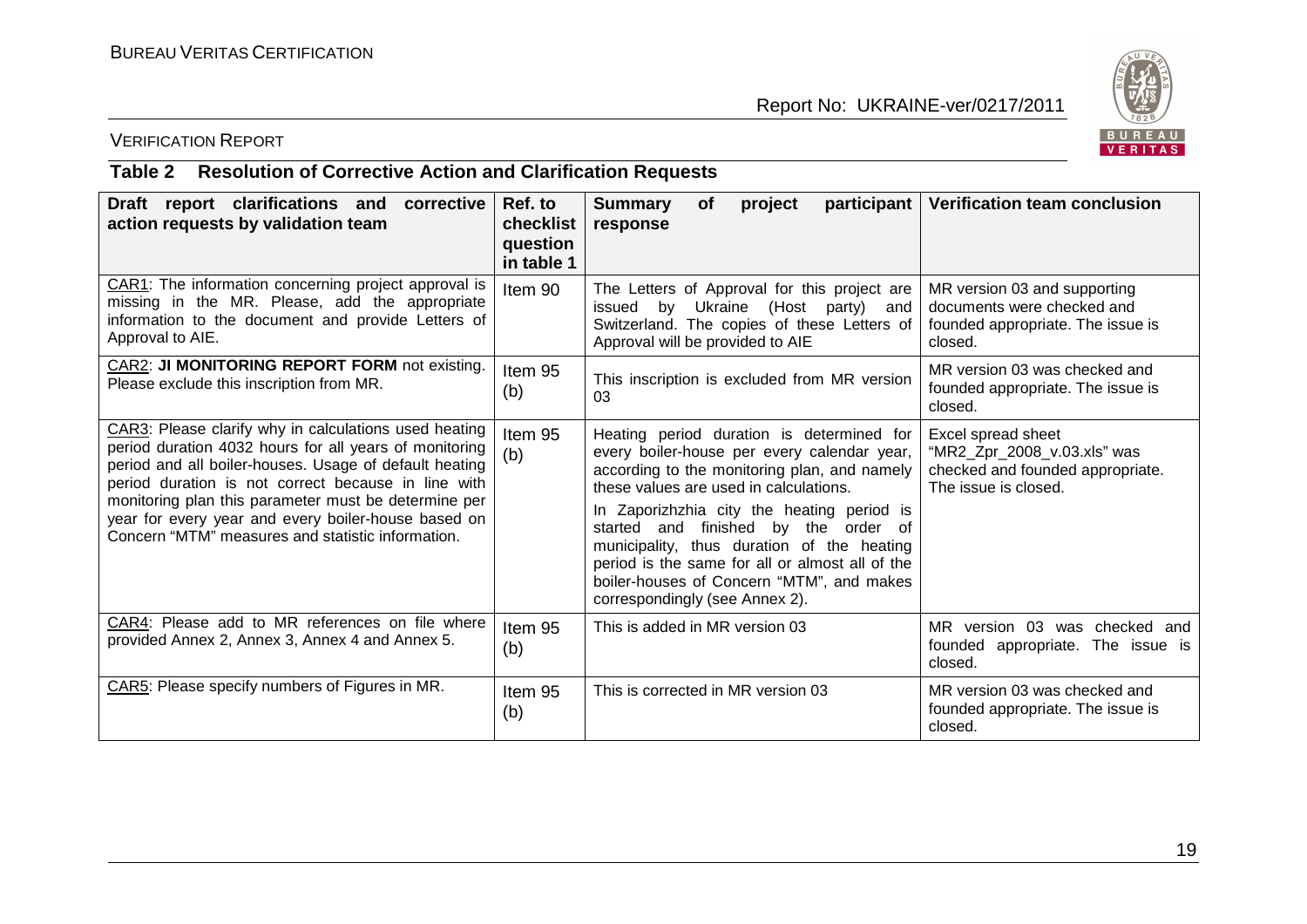## Table 2 Resolution of Corrective Action and Clarification Requests

| Draft report clarifications and corrective action requests by validation team | Ref. to checklist question in table 1 | Summary of project participant response | Verification team conclusion |
|---|---|---|---|
| CAR1: The information concerning project approval is missing in the MR. Please, add the appropriate information to the document and provide Letters of Approval to AIE. | Item 90 | The Letters of Approval for this project are issued by Ukraine (Host party) and Switzerland. The copies of these Letters of Approval will be provided to AIE | MR version 03 and supporting documents were checked and founded appropriate. The issue is closed. |
| CAR2: **JI MONITORING REPORT FORM** not existing. Please exclude this inscription from MR. | Item 95 (b) | This inscription is excluded from MR version 03 | MR version 03 was checked and founded appropriate. The issue is closed. |
| CAR3: Please clarify why in calculations used heating period duration 4032 hours for all years of monitoring period and all boiler-houses. Usage of default heating period duration is not correct because in line with monitoring plan this parameter must be determine per year for every year and every boiler-house based on Concern "MTM" measures and statistic information. | Item 95 (b) | Heating period duration is determined for every boiler-house per every calendar year, according to the monitoring plan, and namely these values are used in calculations.<br><br>In Zaporizhzhia city the heating period is started and finished by the order of municipality, thus duration of the heating period is the same for all or almost all of the boiler-houses of Concern "MTM", and makes correspondingly (see Annex 2). | Excel spread sheet "MR2_Zpr_2008_v.03.xls" was checked and founded appropriate. The issue is closed. |
| CAR4: Please add to MR references on file where provided Annex 2, Annex 3, Annex 4 and Annex 5. | Item 95 (b) | This is added in MR version 03 | MR version 03 was checked and founded appropriate. The issue is closed. |
| CAR5: Please specify numbers of Figures in MR. | Item 95 (b) | This is corrected in MR version 03 | MR version 03 was checked and founded appropriate. The issue is closed. |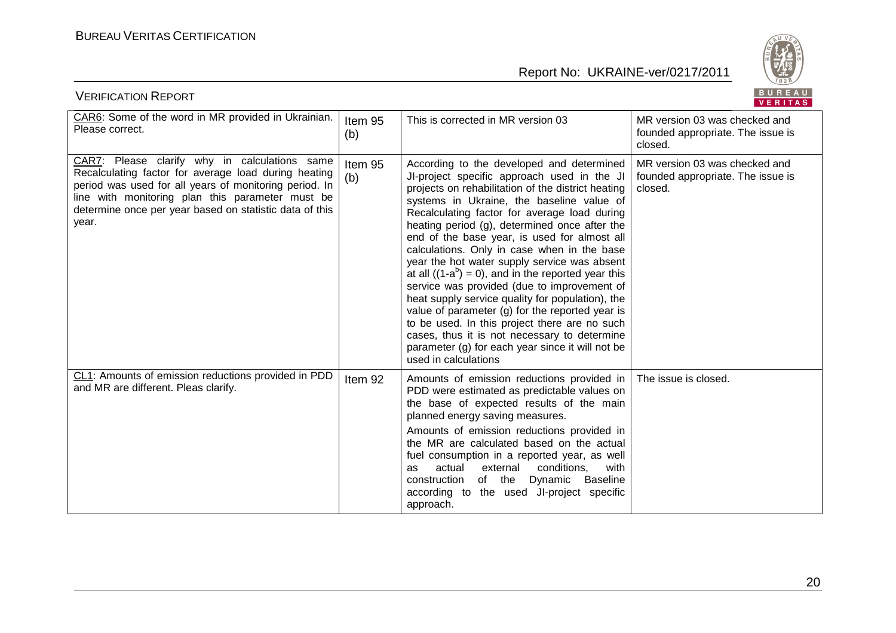| CAR6: Some of the word in MR provided in Ukrainian. Please correct. | Item 95 (b) | This is corrected in MR version 03 | MR version 03 was checked and founded appropriate. The issue is closed. |
|---|---|---|---|
| CAR7: Please clarify why in calculations same Recalculating factor for average load during heating period was used for all years of monitoring period. In line with monitoring plan this parameter must be determine once per year based on statistic data of this year. | Item 95 (b) | According to the developed and determined JI-project specific approach used in the JI projects on rehabilitation of the district heating systems in Ukraine, the baseline value of Recalculating factor for average load during heating period (g), determined once after the end of the base year, is used for almost all calculations. Only in case when in the base year the hot water supply service was absent at all ($(1-a^b) = 0$), and in the reported year this service was provided (due to improvement of heat supply service quality for population), the value of parameter (g) for the reported year is to be used. In this project there are no such cases, thus it is not necessary to determine parameter (g) for each year since it will not be used in calculations | MR version 03 was checked and founded appropriate. The issue is closed. |
| CL1: Amounts of emission reductions provided in PDD and MR are different. Pleas clarify. | Item 92 | Amounts of emission reductions provided in PDD were estimated as predictable values on the base of expected results of the main planned energy saving measures.<br><br>Amounts of emission reductions provided in the MR are calculated based on the actual fuel consumption in a reported year, as well as actual external conditions, with construction of the Dynamic Baseline according to the used JI-project specific approach. | The issue is closed. |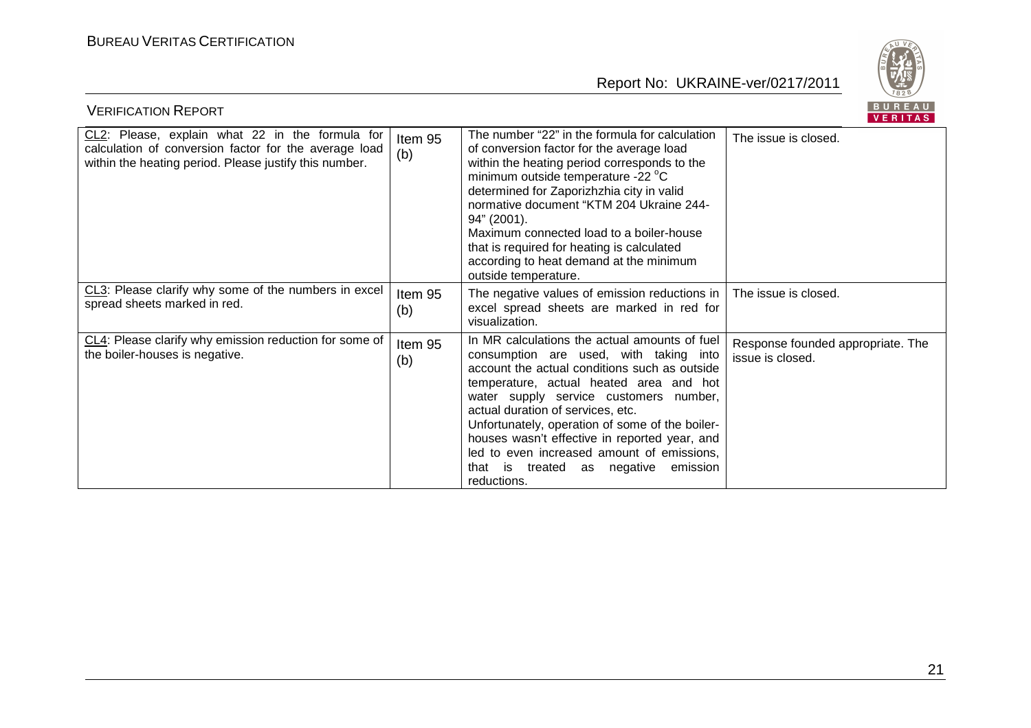| CL2: Please, explain what 22 in the formula for calculation of conversion factor for the average load within the heating period. Please justify this number. | Item 95 (b) | The number "22" in the formula for calculation of conversion factor for the average load within the heating period corresponds to the minimum outside temperature -22 °C determined for Zaporizhzhia city in valid normative document "KTM 204 Ukraine 244-94" (2001).<br>Maximum connected load to a boiler-house that is required for heating is calculated according to heat demand at the minimum outside temperature. | The issue is closed. |
|---|---|---|---|
| CL3: Please clarify why some of the numbers in excel spread sheets marked in red. | Item 95 (b) | The negative values of emission reductions in excel spread sheets are marked in red for visualization. | The issue is closed. |
| CL4: Please clarify why emission reduction for some of the boiler-houses is negative. | Item 95 (b) | In MR calculations the actual amounts of fuel consumption are used, with taking into account the actual conditions such as outside temperature, actual heated area and hot water supply service customers number, actual duration of services, etc.<br>Unfortunately, operation of some of the boiler-houses wasn't effective in reported year, and led to even increased amount of emissions, that is treated as negative emission reductions. | Response founded appropriate. The issue is closed. |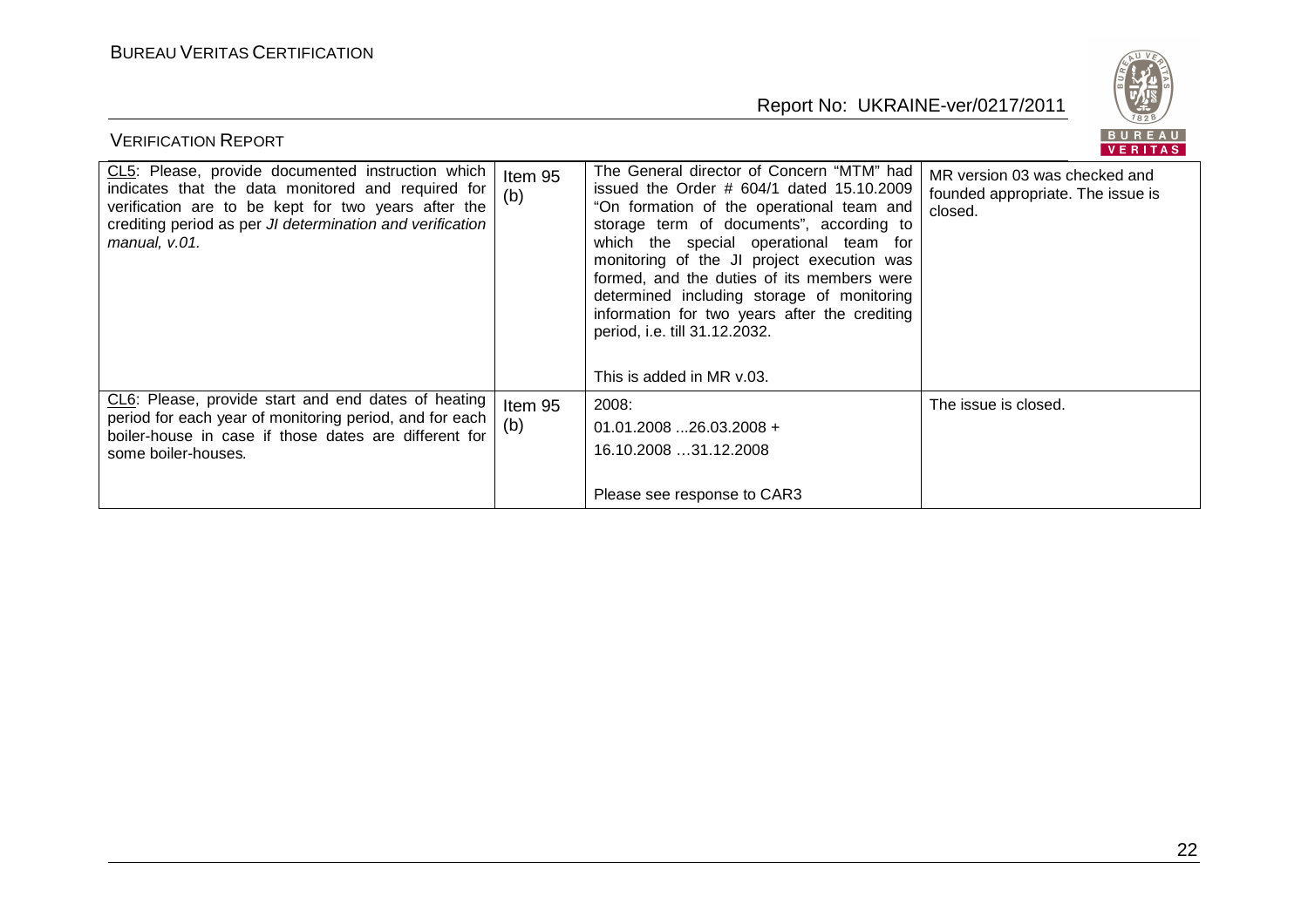| | | | |
|---|---|---|---|
| CL5: Please, provide documented instruction which indicates that the data monitored and required for verification are to be kept for two years after the crediting period as per *JI determination and verification manual, v.01.* | Item 95 (b) | The General director of Concern "MTM" had issued the Order # 604/1 dated 15.10.2009 "On formation of the operational team and storage term of documents", according to which the special operational team for monitoring of the JI project execution was formed, and the duties of its members were determined including storage of monitoring information for two years after the crediting period, i.e. till 31.12.2032.<br><br>This is added in MR v.03. | MR version 03 was checked and founded appropriate. The issue is closed. |
| CL6: Please, provide start and end dates of heating period for each year of monitoring period, and for each boiler-house in case if those dates are different for some boiler-houses. | Item 95 (b) | 2008:<br>01.01.2008 ...26.03.2008 +<br>16.10.2008 …31.12.2008<br><br>Please see response to CAR3 | The issue is closed. |